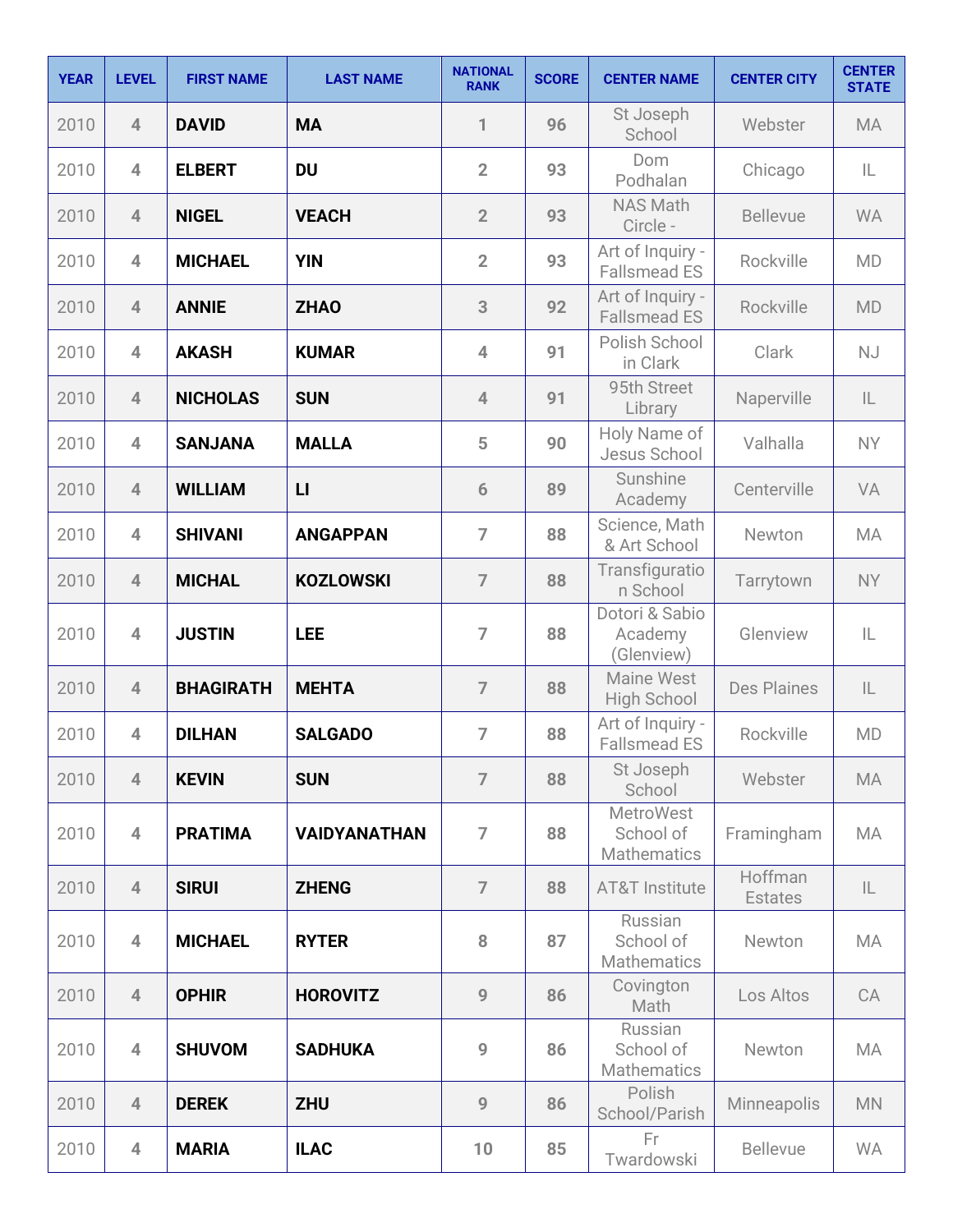| YEAR | LEVEL | FIRST NAME | LAST NAME | NATIONAL RANK | SCORE | CENTER NAME | CENTER CITY | CENTER STATE |
|---|---|---|---|---|---|---|---|---|
| 2010 | 4 | DAVID | MA | 1 | 96 | St Joseph School | Webster | MA |
| 2010 | 4 | ELBERT | DU | 2 | 93 | Dom Podhalan | Chicago | IL |
| 2010 | 4 | NIGEL | VEACH | 2 | 93 | NAS Math Circle - | Bellevue | WA |
| 2010 | 4 | MICHAEL | YIN | 2 | 93 | Art of Inquiry - Fallsmead ES | Rockville | MD |
| 2010 | 4 | ANNIE | ZHAO | 3 | 92 | Art of Inquiry - Fallsmead ES | Rockville | MD |
| 2010 | 4 | AKASH | KUMAR | 4 | 91 | Polish School in Clark | Clark | NJ |
| 2010 | 4 | NICHOLAS | SUN | 4 | 91 | 95th Street Library | Naperville | IL |
| 2010 | 4 | SANJANA | MALLA | 5 | 90 | Holy Name of Jesus School | Valhalla | NY |
| 2010 | 4 | WILLIAM | LI | 6 | 89 | Sunshine Academy | Centerville | VA |
| 2010 | 4 | SHIVANI | ANGAPPAN | 7 | 88 | Science, Math & Art School | Newton | MA |
| 2010 | 4 | MICHAL | KOZLOWSKI | 7 | 88 | Transfiguration School | Tarrytown | NY |
| 2010 | 4 | JUSTIN | LEE | 7 | 88 | Dotori & Sabio Academy (Glenview) | Glenview | IL |
| 2010 | 4 | BHAGIRATH | MEHTA | 7 | 88 | Maine West High School | Des Plaines | IL |
| 2010 | 4 | DILHAN | SALGADO | 7 | 88 | Art of Inquiry - Fallsmead ES | Rockville | MD |
| 2010 | 4 | KEVIN | SUN | 7 | 88 | St Joseph School | Webster | MA |
| 2010 | 4 | PRATIMA | VAIDYANATHAN | 7 | 88 | MetroWest School of Mathematics | Framingham | MA |
| 2010 | 4 | SIRUI | ZHENG | 7 | 88 | AT&T Institute | Hoffman Estates | IL |
| 2010 | 4 | MICHAEL | RYTER | 8 | 87 | Russian School of Mathematics | Newton | MA |
| 2010 | 4 | OPHIR | HOROVITZ | 9 | 86 | Covington Math | Los Altos | CA |
| 2010 | 4 | SHUVOM | SADHUKA | 9 | 86 | Russian School of Mathematics | Newton | MA |
| 2010 | 4 | DEREK | ZHU | 9 | 86 | Polish School/Parish | Minneapolis | MN |
| 2010 | 4 | MARIA | ILAC | 10 | 85 | Fr Twardowski | Bellevue | WA |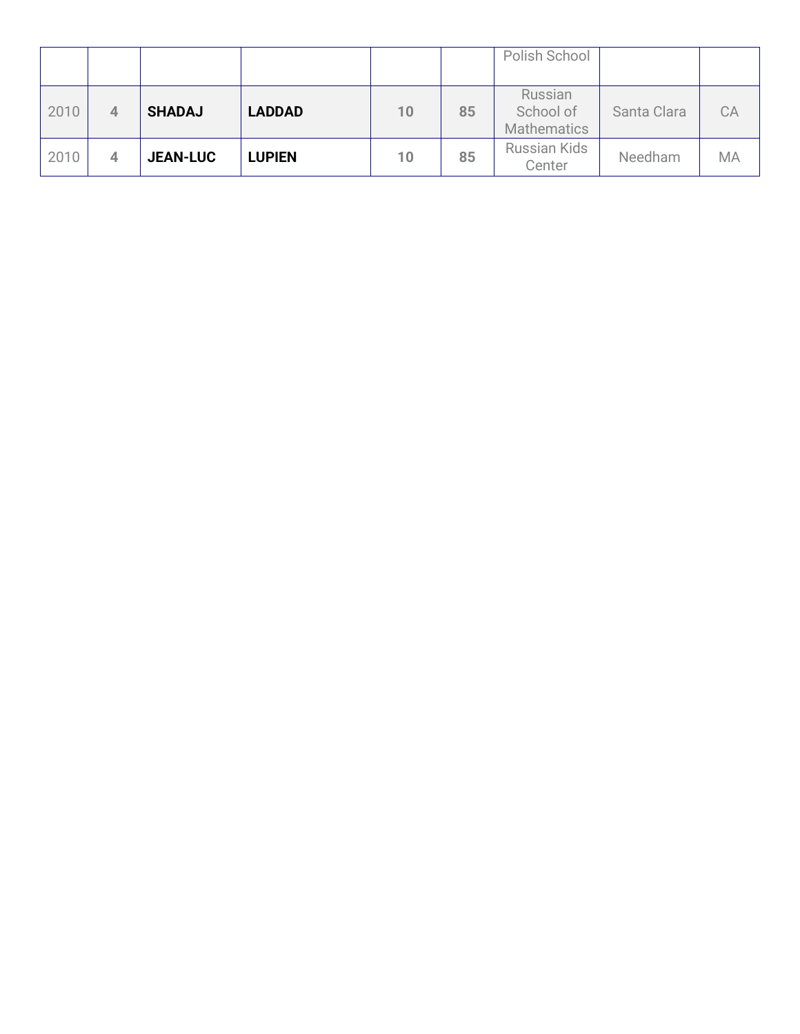| | | | | | | | | |
|---|---|---|---|---|---|---|---|---|
| | | | | | | Polish School | | |
| 2010 | **4** | **SHADAJ** | **LADDAD** | **10** | **85** | Russian School of Mathematics | Santa Clara | CA |
| 2010 | **4** | **JEAN-LUC** | **LUPIEN** | **10** | **85** | Russian Kids Center | Needham | MA |